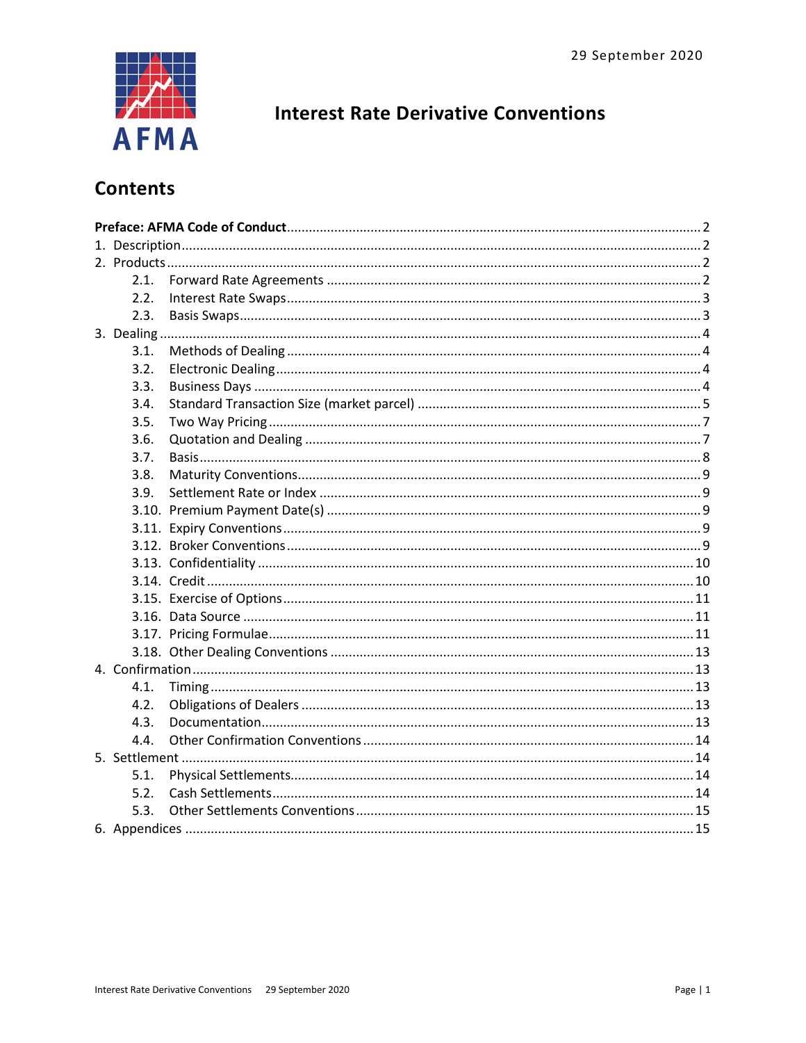29 September 2020

AFMA

# Interest Rate Derivative Conventions

## Contents

**Preface: AFMA Code of Conduct** .... 2
1. Description .... 2
2. Products .... 2
   - 2.1. Forward Rate Agreements .... 2
   - 2.2. Interest Rate Swaps .... 3
   - 2.3. Basis Swaps .... 3
3. Dealing .... 4
   - 3.1. Methods of Dealing .... 4
   - 3.2. Electronic Dealing .... 4
   - 3.3. Business Days .... 4
   - 3.4. Standard Transaction Size (market parcel) .... 5
   - 3.5. Two Way Pricing .... 7
   - 3.6. Quotation and Dealing .... 7
   - 3.7. Basis .... 8
   - 3.8. Maturity Conventions .... 9
   - 3.9. Settlement Rate or Index .... 9
   - 3.10. Premium Payment Date(s) .... 9
   - 3.11. Expiry Conventions .... 9
   - 3.12. Broker Conventions .... 9
   - 3.13. Confidentiality .... 10
   - 3.14. Credit .... 10
   - 3.15. Exercise of Options .... 11
   - 3.16. Data Source .... 11
   - 3.17. Pricing Formulae .... 11
   - 3.18. Other Dealing Conventions .... 13
4. Confirmation .... 13
   - 4.1. Timing .... 13
   - 4.2. Obligations of Dealers .... 13
   - 4.3. Documentation .... 13
   - 4.4. Other Confirmation Conventions .... 14
5. Settlement .... 14
   - 5.1. Physical Settlements .... 14
   - 5.2. Cash Settlements .... 14
   - 5.3. Other Settlements Conventions .... 15
6. Appendices .... 15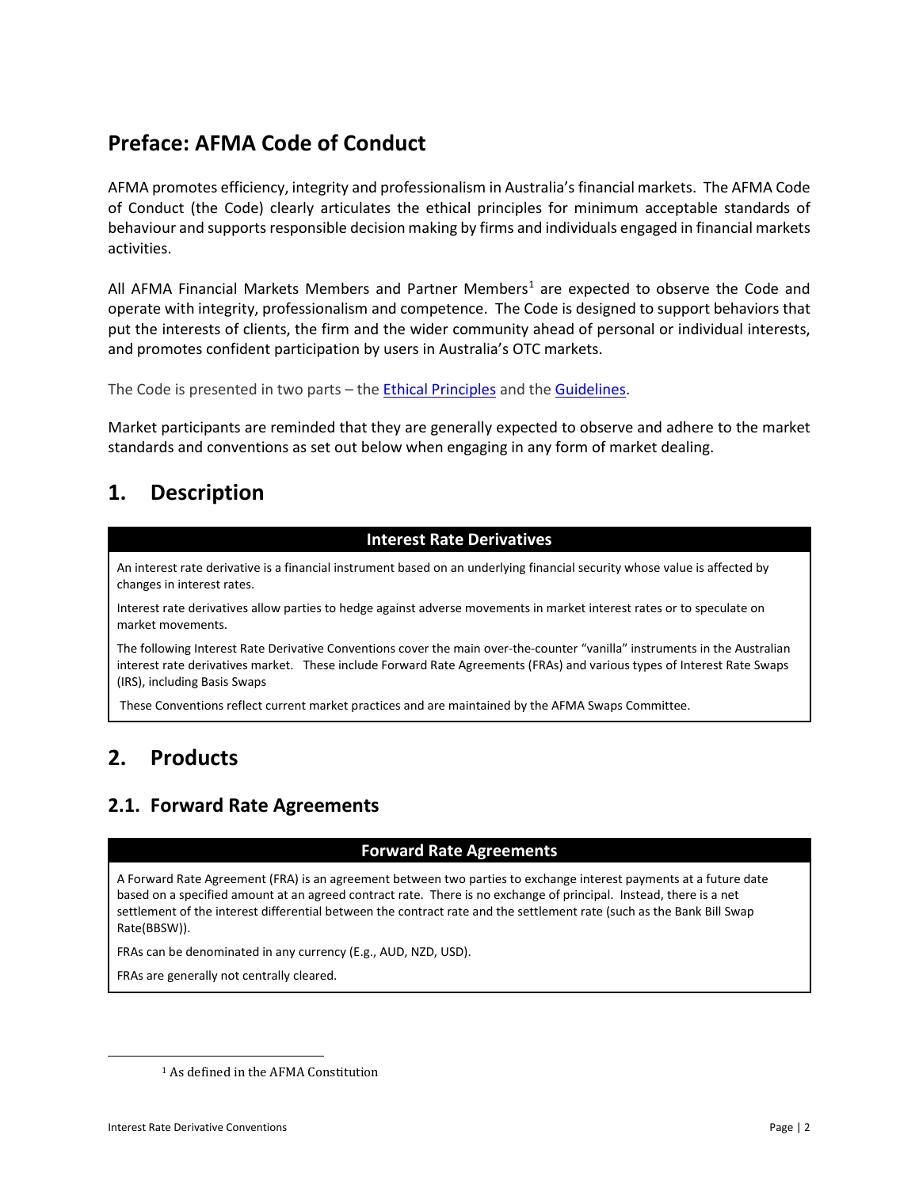# Preface: AFMA Code of Conduct

AFMA promotes efficiency, integrity and professionalism in Australia's financial markets. The AFMA Code of Conduct (the Code) clearly articulates the ethical principles for minimum acceptable standards of behaviour and supports responsible decision making by firms and individuals engaged in financial markets activities.

All AFMA Financial Markets Members and Partner Members[1] are expected to observe the Code and operate with integrity, professionalism and competence. The Code is designed to support behaviors that put the interests of clients, the firm and the wider community ahead of personal or individual interests, and promotes confident participation by users in Australia's OTC markets.

The Code is presented in two parts – the [Ethical Principles] and the [Guidelines].

Market participants are reminded that they are generally expected to observe and adhere to the market standards and conventions as set out below when engaging in any form of market dealing.

# 1. Description

**Interest Rate Derivatives**

An interest rate derivative is a financial instrument based on an underlying financial security whose value is affected by changes in interest rates.

Interest rate derivatives allow parties to hedge against adverse movements in market interest rates or to speculate on market movements.

The following Interest Rate Derivative Conventions cover the main over-the-counter "vanilla" instruments in the Australian interest rate derivatives market. These include Forward Rate Agreements (FRAs) and various types of Interest Rate Swaps (IRS), including Basis Swaps

These Conventions reflect current market practices and are maintained by the AFMA Swaps Committee.

# 2. Products

## 2.1. Forward Rate Agreements

**Forward Rate Agreements**

A Forward Rate Agreement (FRA) is an agreement between two parties to exchange interest payments at a future date based on a specified amount at an agreed contract rate. There is no exchange of principal. Instead, there is a net settlement of the interest differential between the contract rate and the settlement rate (such as the Bank Bill Swap Rate(BBSW)).

FRAs can be denominated in any currency (E.g., AUD, NZD, USD).

FRAs are generally not centrally cleared.

---

[1] As defined in the AFMA Constitution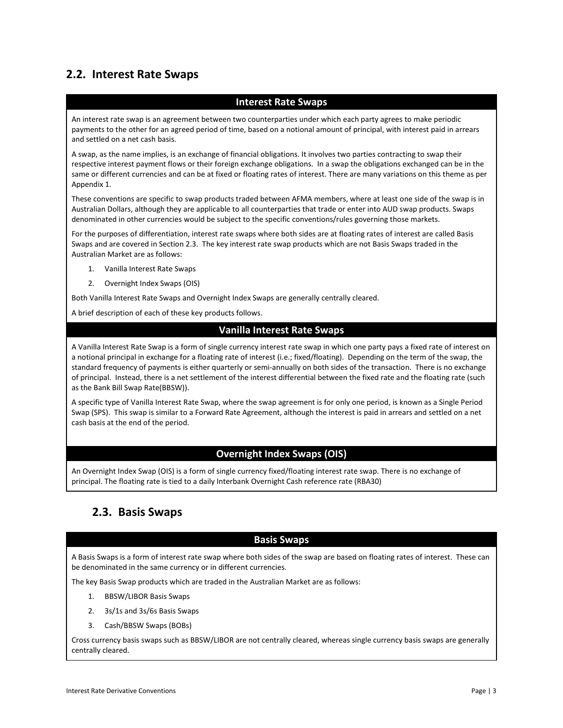## 2.2. Interest Rate Swaps

### Interest Rate Swaps

An interest rate swap is an agreement between two counterparties under which each party agrees to make periodic payments to the other for an agreed period of time, based on a notional amount of principal, with interest paid in arrears and settled on a net cash basis.

A swap, as the name implies, is an exchange of financial obligations. It involves two parties contracting to swap their respective interest payment flows or their foreign exchange obligations. In a swap the obligations exchanged can be in the same or different currencies and can be at fixed or floating rates of interest. There are many variations on this theme as per Appendix 1.

These conventions are specific to swap products traded between AFMA members, where at least one side of the swap is in Australian Dollars, although they are applicable to all counterparties that trade or enter into AUD swap products. Swaps denominated in other currencies would be subject to the specific conventions/rules governing those markets.

For the purposes of differentiation, interest rate swaps where both sides are at floating rates of interest are called Basis Swaps and are covered in Section 2.3. The key interest rate swap products which are not Basis Swaps traded in the Australian Market are as follows:

1. Vanilla Interest Rate Swaps
2. Overnight Index Swaps (OIS)

Both Vanilla Interest Rate Swaps and Overnight Index Swaps are generally centrally cleared.

A brief description of each of these key products follows.

### Vanilla Interest Rate Swaps

A Vanilla Interest Rate Swap is a form of single currency interest rate swap in which one party pays a fixed rate of interest on a notional principal in exchange for a floating rate of interest (i.e.; fixed/floating). Depending on the term of the swap, the standard frequency of payments is either quarterly or semi-annually on both sides of the transaction. There is no exchange of principal. Instead, there is a net settlement of the interest differential between the fixed rate and the floating rate (such as the Bank Bill Swap Rate(BBSW)).

A specific type of Vanilla Interest Rate Swap, where the swap agreement is for only one period, is known as a Single Period Swap (SPS). This swap is similar to a Forward Rate Agreement, although the interest is paid in arrears and settled on a net cash basis at the end of the period.

### Overnight Index Swaps (OIS)

An Overnight Index Swap (OIS) is a form of single currency fixed/floating interest rate swap. There is no exchange of principal. The floating rate is tied to a daily Interbank Overnight Cash reference rate (RBA30)

## 2.3. Basis Swaps

### Basis Swaps

A Basis Swaps is a form of interest rate swap where both sides of the swap are based on floating rates of interest. These can be denominated in the same currency or in different currencies.

The key Basis Swap products which are traded in the Australian Market are as follows:

1. BBSW/LIBOR Basis Swaps
2. 3s/1s and 3s/6s Basis Swaps
3. Cash/BBSW Swaps (BOBs)

Cross currency basis swaps such as BBSW/LIBOR are not centrally cleared, whereas single currency basis swaps are generally centrally cleared.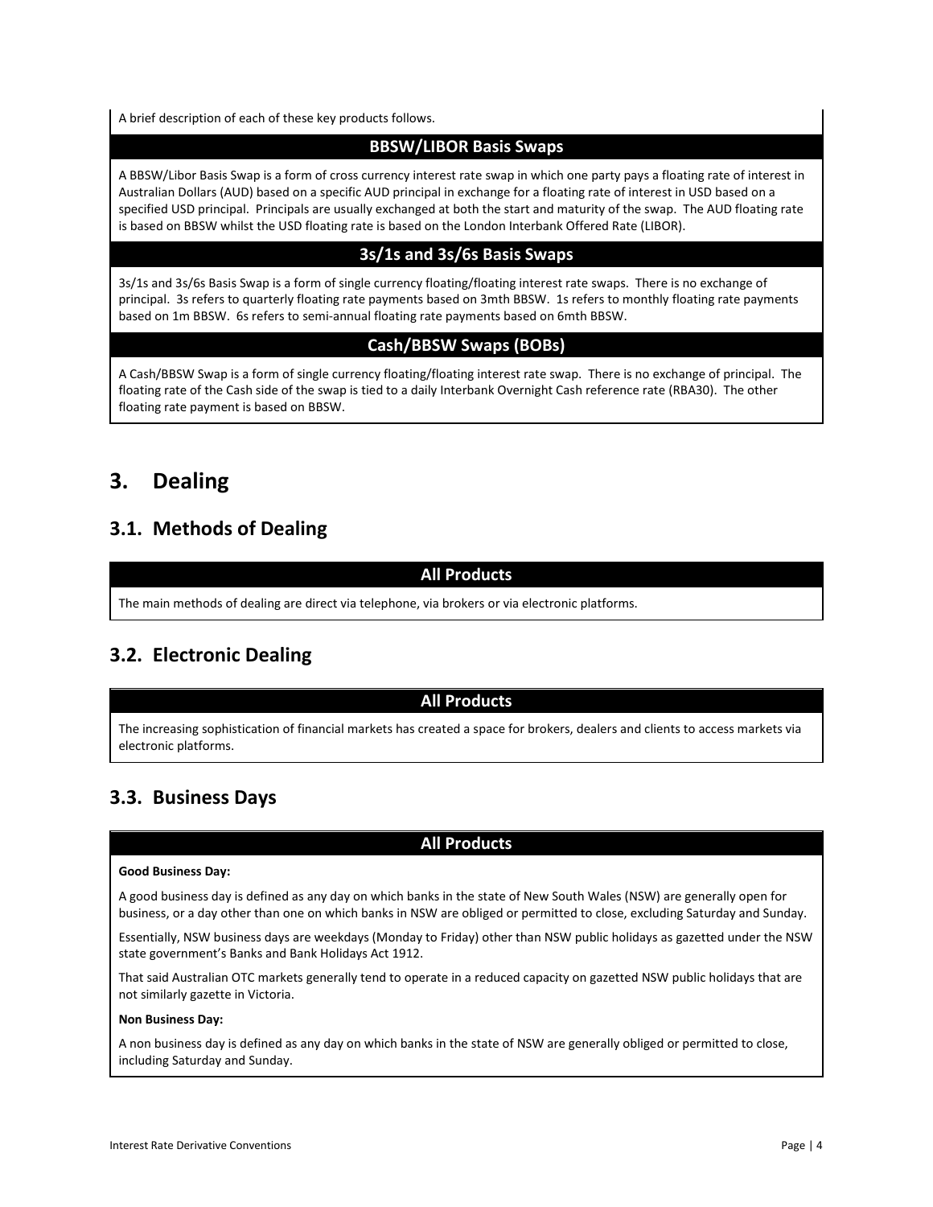A brief description of each of these key products follows.

### BBSW/LIBOR Basis Swaps

A BBSW/Libor Basis Swap is a form of cross currency interest rate swap in which one party pays a floating rate of interest in Australian Dollars (AUD) based on a specific AUD principal in exchange for a floating rate of interest in USD based on a specified USD principal. Principals are usually exchanged at both the start and maturity of the swap. The AUD floating rate is based on BBSW whilst the USD floating rate is based on the London Interbank Offered Rate (LIBOR).

### 3s/1s and 3s/6s Basis Swaps

3s/1s and 3s/6s Basis Swap is a form of single currency floating/floating interest rate swaps. There is no exchange of principal. 3s refers to quarterly floating rate payments based on 3mth BBSW. 1s refers to monthly floating rate payments based on 1m BBSW. 6s refers to semi-annual floating rate payments based on 6mth BBSW.

### Cash/BBSW Swaps (BOBs)

A Cash/BBSW Swap is a form of single currency floating/floating interest rate swap. There is no exchange of principal. The floating rate of the Cash side of the swap is tied to a daily Interbank Overnight Cash reference rate (RBA30). The other floating rate payment is based on BBSW.

# 3. Dealing

## 3.1. Methods of Dealing

### All Products

The main methods of dealing are direct via telephone, via brokers or via electronic platforms.

## 3.2. Electronic Dealing

### All Products

The increasing sophistication of financial markets has created a space for brokers, dealers and clients to access markets via electronic platforms.

## 3.3. Business Days

### All Products

**Good Business Day:**

A good business day is defined as any day on which banks in the state of New South Wales (NSW) are generally open for business, or a day other than one on which banks in NSW are obliged or permitted to close, excluding Saturday and Sunday.

Essentially, NSW business days are weekdays (Monday to Friday) other than NSW public holidays as gazetted under the NSW state government's Banks and Bank Holidays Act 1912.

That said Australian OTC markets generally tend to operate in a reduced capacity on gazetted NSW public holidays that are not similarly gazette in Victoria.

**Non Business Day:**

A non business day is defined as any day on which banks in the state of NSW are generally obliged or permitted to close, including Saturday and Sunday.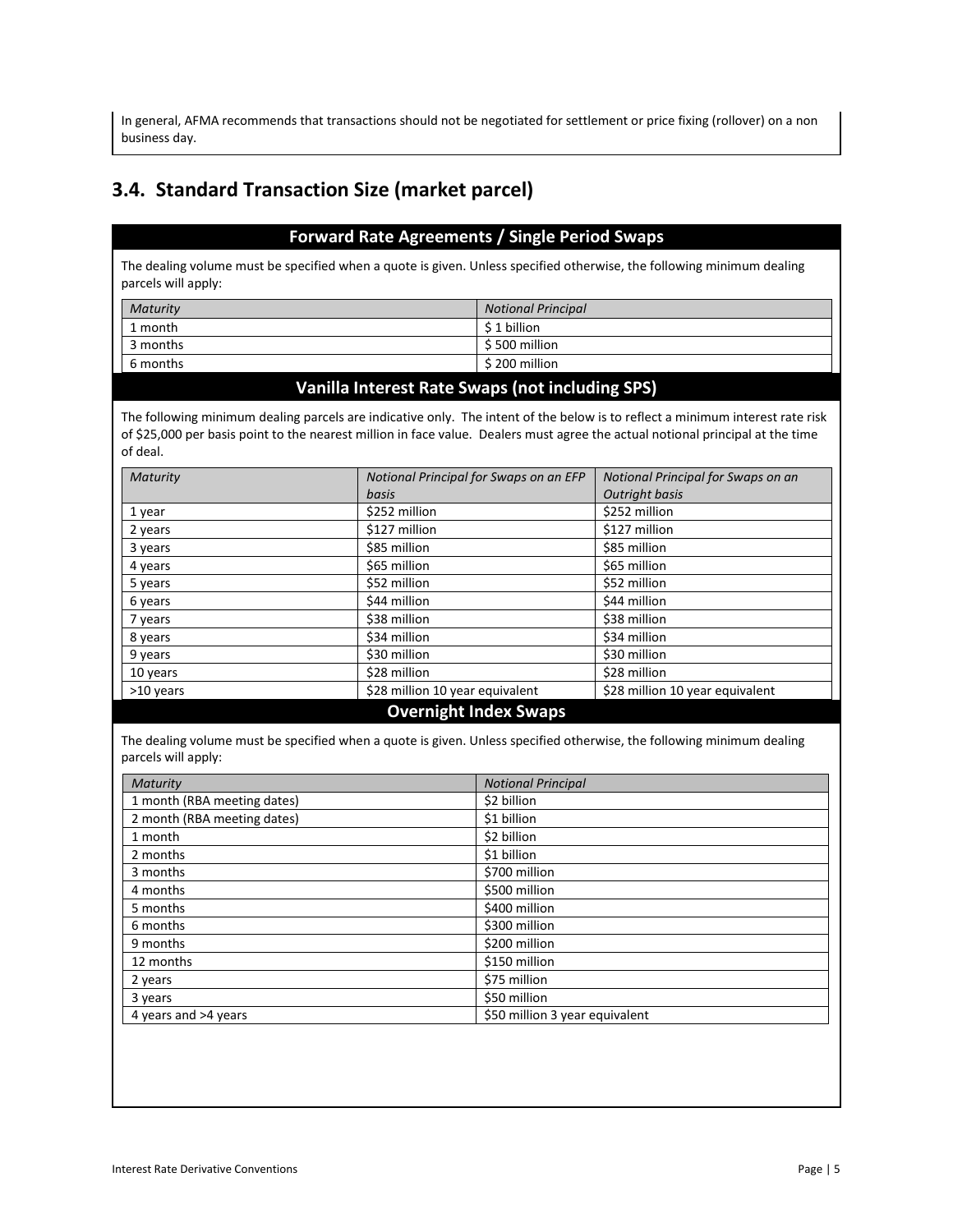In general, AFMA recommends that transactions should not be negotiated for settlement or price fixing (rollover) on a non business day.

## 3.4. Standard Transaction Size (market parcel)

### Forward Rate Agreements / Single Period Swaps

The dealing volume must be specified when a quote is given. Unless specified otherwise, the following minimum dealing parcels will apply:

| *Maturity* | *Notional Principal* |
|---|---|
| 1 month | $ 1 billion |
| 3 months | $ 500 million |
| 6 months | $ 200 million |

### Vanilla Interest Rate Swaps (not including SPS)

The following minimum dealing parcels are indicative only. The intent of the below is to reflect a minimum interest rate risk of $25,000 per basis point to the nearest million in face value. Dealers must agree the actual notional principal at the time of deal.

| *Maturity* | *Notional Principal for Swaps on an EFP basis* | *Notional Principal for Swaps on an Outright basis* |
|---|---|---|
| 1 year | $252 million | $252 million |
| 2 years | $127 million | $127 million |
| 3 years | $85 million | $85 million |
| 4 years | $65 million | $65 million |
| 5 years | $52 million | $52 million |
| 6 years | $44 million | $44 million |
| 7 years | $38 million | $38 million |
| 8 years | $34 million | $34 million |
| 9 years | $30 million | $30 million |
| 10 years | $28 million | $28 million |
| >10 years | $28 million 10 year equivalent | $28 million 10 year equivalent |

### Overnight Index Swaps

The dealing volume must be specified when a quote is given. Unless specified otherwise, the following minimum dealing parcels will apply:

| *Maturity* | *Notional Principal* |
|---|---|
| 1 month (RBA meeting dates) | $2 billion |
| 2 month (RBA meeting dates) | $1 billion |
| 1 month | $2 billion |
| 2 months | $1 billion |
| 3 months | $700 million |
| 4 months | $500 million |
| 5 months | $400 million |
| 6 months | $300 million |
| 9 months | $200 million |
| 12 months | $150 million |
| 2 years | $75 million |
| 3 years | $50 million |
| 4 years and >4 years | $50 million 3 year equivalent |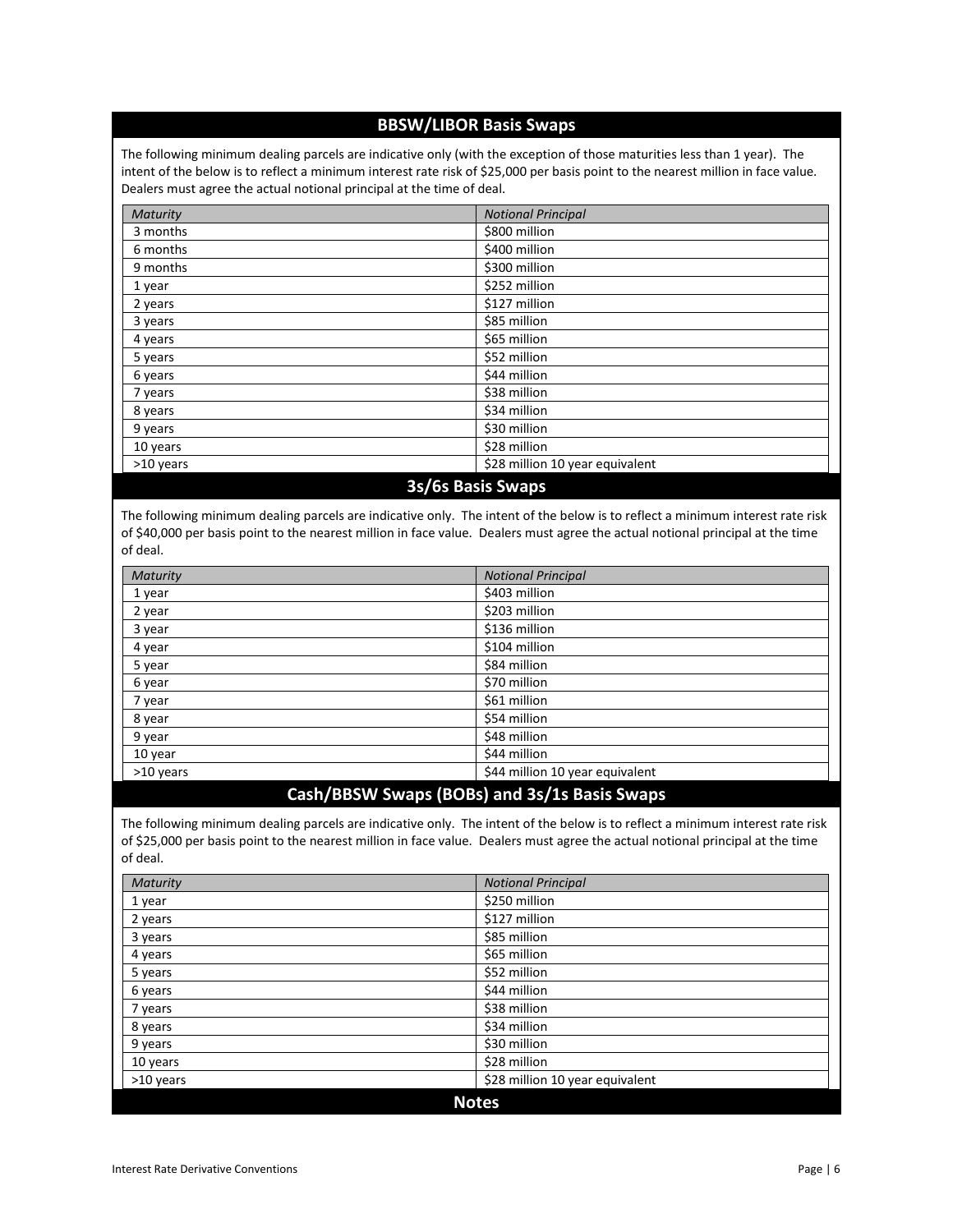## BBSW/LIBOR Basis Swaps

The following minimum dealing parcels are indicative only (with the exception of those maturities less than 1 year). The intent of the below is to reflect a minimum interest rate risk of $25,000 per basis point to the nearest million in face value. Dealers must agree the actual notional principal at the time of deal.

| *Maturity* | *Notional Principal* |
|---|---|
| 3 months | $800 million |
| 6 months | $400 million |
| 9 months | $300 million |
| 1 year | $252 million |
| 2 years | $127 million |
| 3 years | $85 million |
| 4 years | $65 million |
| 5 years | $52 million |
| 6 years | $44 million |
| 7 years | $38 million |
| 8 years | $34 million |
| 9 years | $30 million |
| 10 years | $28 million |
| >10 years | $28 million 10 year equivalent |

## 3s/6s Basis Swaps

The following minimum dealing parcels are indicative only. The intent of the below is to reflect a minimum interest rate risk of $40,000 per basis point to the nearest million in face value. Dealers must agree the actual notional principal at the time of deal.

| *Maturity* | *Notional Principal* |
|---|---|
| 1 year | $403 million |
| 2 year | $203 million |
| 3 year | $136 million |
| 4 year | $104 million |
| 5 year | $84 million |
| 6 year | $70 million |
| 7 year | $61 million |
| 8 year | $54 million |
| 9 year | $48 million |
| 10 year | $44 million |
| >10 years | $44 million 10 year equivalent |

## Cash/BBSW Swaps (BOBs) and 3s/1s Basis Swaps

The following minimum dealing parcels are indicative only. The intent of the below is to reflect a minimum interest rate risk of $25,000 per basis point to the nearest million in face value. Dealers must agree the actual notional principal at the time of deal.

| *Maturity* | *Notional Principal* |
|---|---|
| 1 year | $250 million |
| 2 years | $127 million |
| 3 years | $85 million |
| 4 years | $65 million |
| 5 years | $52 million |
| 6 years | $44 million |
| 7 years | $38 million |
| 8 years | $34 million |
| 9 years | $30 million |
| 10 years | $28 million |
| >10 years | $28 million 10 year equivalent |

## Notes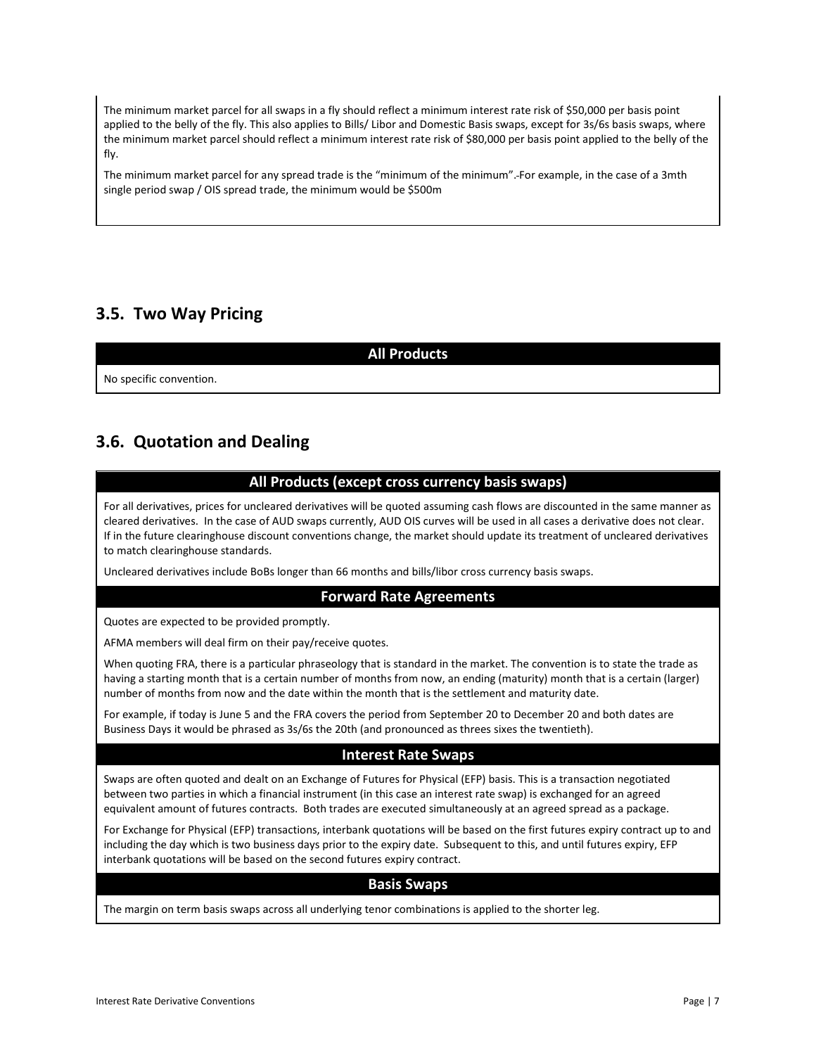The minimum market parcel for all swaps in a fly should reflect a minimum interest rate risk of $50,000 per basis point applied to the belly of the fly. This also applies to Bills/ Libor and Domestic Basis swaps, except for 3s/6s basis swaps, where the minimum market parcel should reflect a minimum interest rate risk of $80,000 per basis point applied to the belly of the fly.

The minimum market parcel for any spread trade is the "minimum of the minimum".-For example, in the case of a 3mth single period swap / OIS spread trade, the minimum would be $500m

## 3.5. Two Way Pricing

### All Products

No specific convention.

## 3.6. Quotation and Dealing

### All Products (except cross currency basis swaps)

For all derivatives, prices for uncleared derivatives will be quoted assuming cash flows are discounted in the same manner as cleared derivatives. In the case of AUD swaps currently, AUD OIS curves will be used in all cases a derivative does not clear. If in the future clearinghouse discount conventions change, the market should update its treatment of uncleared derivatives to match clearinghouse standards.

Uncleared derivatives include BoBs longer than 66 months and bills/libor cross currency basis swaps.

### Forward Rate Agreements

Quotes are expected to be provided promptly.

AFMA members will deal firm on their pay/receive quotes.

When quoting FRA, there is a particular phraseology that is standard in the market. The convention is to state the trade as having a starting month that is a certain number of months from now, an ending (maturity) month that is a certain (larger) number of months from now and the date within the month that is the settlement and maturity date.

For example, if today is June 5 and the FRA covers the period from September 20 to December 20 and both dates are Business Days it would be phrased as 3s/6s the 20th (and pronounced as threes sixes the twentieth).

### Interest Rate Swaps

Swaps are often quoted and dealt on an Exchange of Futures for Physical (EFP) basis. This is a transaction negotiated between two parties in which a financial instrument (in this case an interest rate swap) is exchanged for an agreed equivalent amount of futures contracts. Both trades are executed simultaneously at an agreed spread as a package.

For Exchange for Physical (EFP) transactions, interbank quotations will be based on the first futures expiry contract up to and including the day which is two business days prior to the expiry date. Subsequent to this, and until futures expiry, EFP interbank quotations will be based on the second futures expiry contract.

### Basis Swaps

The margin on term basis swaps across all underlying tenor combinations is applied to the shorter leg.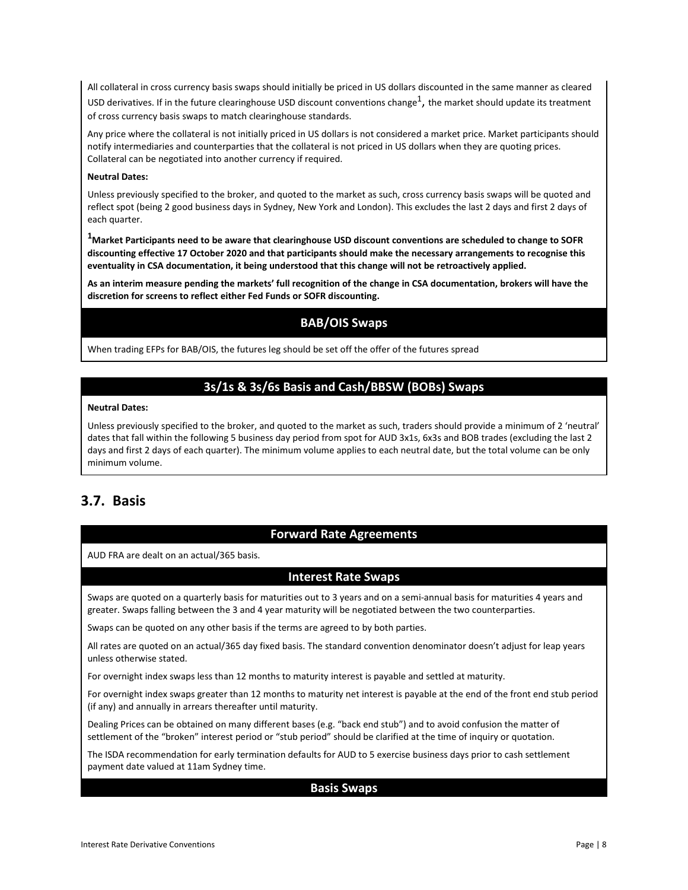All collateral in cross currency basis swaps should initially be priced in US dollars discounted in the same manner as cleared USD derivatives. If in the future clearinghouse USD discount conventions change[1], the market should update its treatment of cross currency basis swaps to match clearinghouse standards.

Any price where the collateral is not initially priced in US dollars is not considered a market price. Market participants should notify intermediaries and counterparties that the collateral is not priced in US dollars when they are quoting prices. Collateral can be negotiated into another currency if required.

**Neutral Dates:**

Unless previously specified to the broker, and quoted to the market as such, cross currency basis swaps will be quoted and reflect spot (being 2 good business days in Sydney, New York and London). This excludes the last 2 days and first 2 days of each quarter.

**[1]Market Participants need to be aware that clearinghouse USD discount conventions are scheduled to change to SOFR discounting effective 17 October 2020 and that participants should make the necessary arrangements to recognise this eventuality in CSA documentation, it being understood that this change will not be retroactively applied.**

**As an interim measure pending the markets' full recognition of the change in CSA documentation, brokers will have the discretion for screens to reflect either Fed Funds or SOFR discounting.**

### BAB/OIS Swaps

When trading EFPs for BAB/OIS, the futures leg should be set off the offer of the futures spread

### 3s/1s & 3s/6s Basis and Cash/BBSW (BOBs) Swaps

**Neutral Dates:**

Unless previously specified to the broker, and quoted to the market as such, traders should provide a minimum of 2 'neutral' dates that fall within the following 5 business day period from spot for AUD 3x1s, 6x3s and BOB trades (excluding the last 2 days and first 2 days of each quarter). The minimum volume applies to each neutral date, but the total volume can be only minimum volume.

## 3.7. Basis

### Forward Rate Agreements

AUD FRA are dealt on an actual/365 basis.

### Interest Rate Swaps

Swaps are quoted on a quarterly basis for maturities out to 3 years and on a semi-annual basis for maturities 4 years and greater. Swaps falling between the 3 and 4 year maturity will be negotiated between the two counterparties.

Swaps can be quoted on any other basis if the terms are agreed to by both parties.

All rates are quoted on an actual/365 day fixed basis. The standard convention denominator doesn't adjust for leap years unless otherwise stated.

For overnight index swaps less than 12 months to maturity interest is payable and settled at maturity.

For overnight index swaps greater than 12 months to maturity net interest is payable at the end of the front end stub period (if any) and annually in arrears thereafter until maturity.

Dealing Prices can be obtained on many different bases (e.g. "back end stub") and to avoid confusion the matter of settlement of the "broken" interest period or "stub period" should be clarified at the time of inquiry or quotation.

The ISDA recommendation for early termination defaults for AUD to 5 exercise business days prior to cash settlement payment date valued at 11am Sydney time.

### Basis Swaps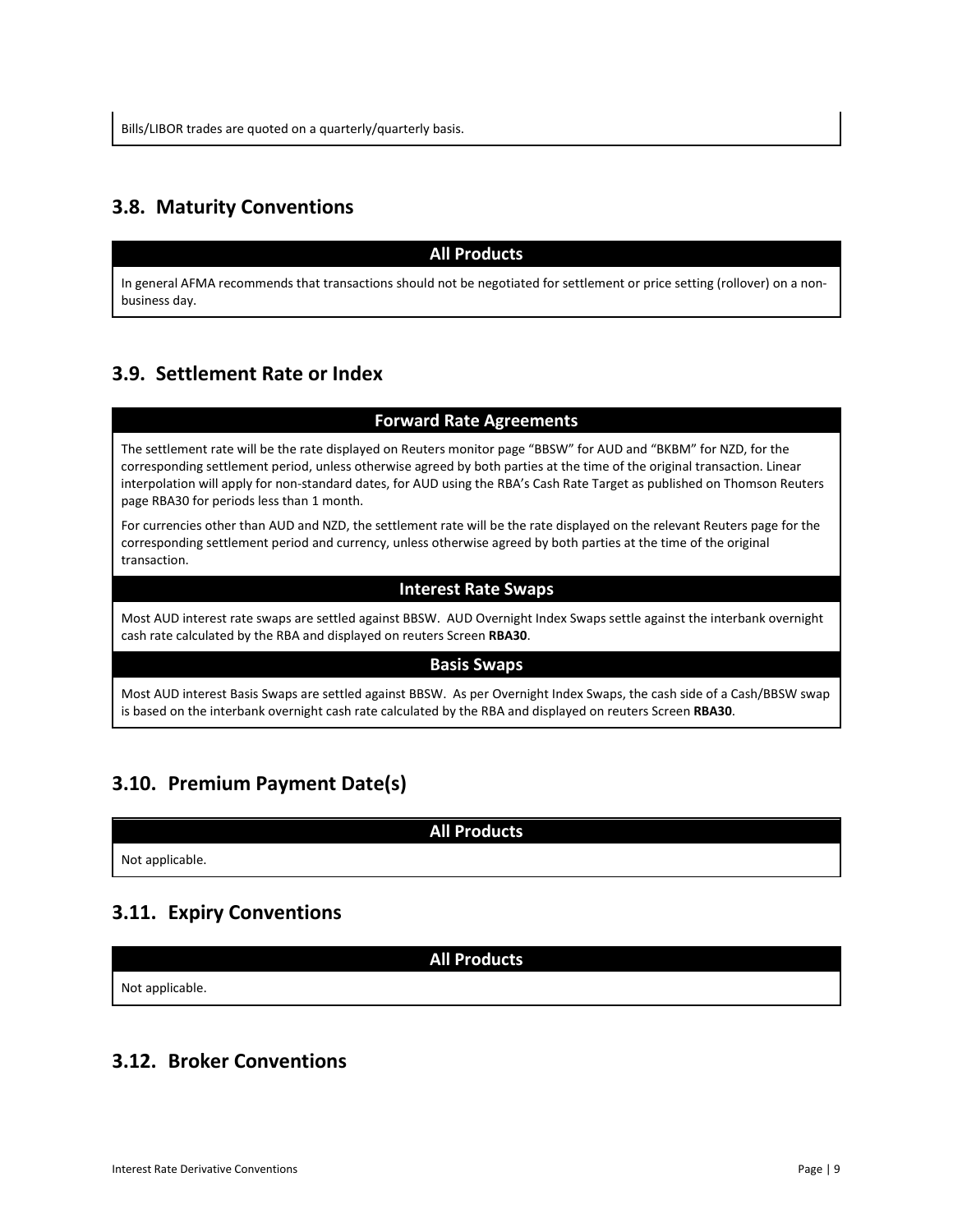Bills/LIBOR trades are quoted on a quarterly/quarterly basis.

## 3.8. Maturity Conventions

**All Products**

In general AFMA recommends that transactions should not be negotiated for settlement or price setting (rollover) on a non-business day.

## 3.9. Settlement Rate or Index

**Forward Rate Agreements**

The settlement rate will be the rate displayed on Reuters monitor page "BBSW" for AUD and "BKBM" for NZD, for the corresponding settlement period, unless otherwise agreed by both parties at the time of the original transaction. Linear interpolation will apply for non-standard dates, for AUD using the RBA's Cash Rate Target as published on Thomson Reuters page RBA30 for periods less than 1 month.

For currencies other than AUD and NZD, the settlement rate will be the rate displayed on the relevant Reuters page for the corresponding settlement period and currency, unless otherwise agreed by both parties at the time of the original transaction.

**Interest Rate Swaps**

Most AUD interest rate swaps are settled against BBSW. AUD Overnight Index Swaps settle against the interbank overnight cash rate calculated by the RBA and displayed on reuters Screen **RBA30**.

**Basis Swaps**

Most AUD interest Basis Swaps are settled against BBSW. As per Overnight Index Swaps, the cash side of a Cash/BBSW swap is based on the interbank overnight cash rate calculated by the RBA and displayed on reuters Screen **RBA30**.

## 3.10. Premium Payment Date(s)

**All Products**

Not applicable.

## 3.11. Expiry Conventions

**All Products**

Not applicable.

## 3.12. Broker Conventions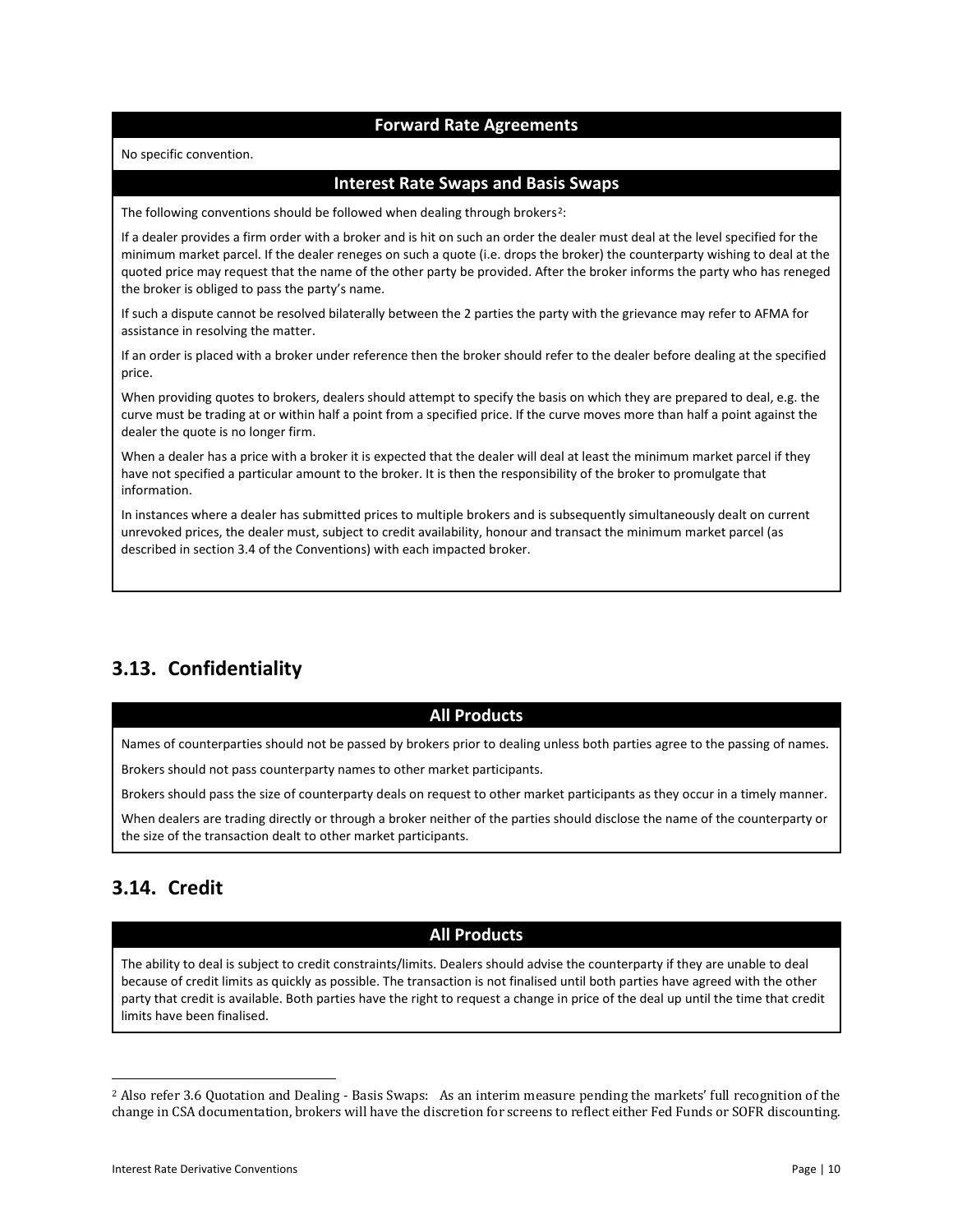### Forward Rate Agreements

No specific convention.

### Interest Rate Swaps and Basis Swaps

The following conventions should be followed when dealing through brokers[2]:

If a dealer provides a firm order with a broker and is hit on such an order the dealer must deal at the level specified for the minimum market parcel. If the dealer reneges on such a quote (i.e. drops the broker) the counterparty wishing to deal at the quoted price may request that the name of the other party be provided. After the broker informs the party who has reneged the broker is obliged to pass the party's name.

If such a dispute cannot be resolved bilaterally between the 2 parties the party with the grievance may refer to AFMA for assistance in resolving the matter.

If an order is placed with a broker under reference then the broker should refer to the dealer before dealing at the specified price.

When providing quotes to brokers, dealers should attempt to specify the basis on which they are prepared to deal, e.g. the curve must be trading at or within half a point from a specified price. If the curve moves more than half a point against the dealer the quote is no longer firm.

When a dealer has a price with a broker it is expected that the dealer will deal at least the minimum market parcel if they have not specified a particular amount to the broker. It is then the responsibility of the broker to promulgate that information.

In instances where a dealer has submitted prices to multiple brokers and is subsequently simultaneously dealt on current unrevoked prices, the dealer must, subject to credit availability, honour and transact the minimum market parcel (as described in section 3.4 of the Conventions) with each impacted broker.

## 3.13. Confidentiality

### All Products

Names of counterparties should not be passed by brokers prior to dealing unless both parties agree to the passing of names.

Brokers should not pass counterparty names to other market participants.

Brokers should pass the size of counterparty deals on request to other market participants as they occur in a timely manner.

When dealers are trading directly or through a broker neither of the parties should disclose the name of the counterparty or the size of the transaction dealt to other market participants.

## 3.14. Credit

### All Products

The ability to deal is subject to credit constraints/limits. Dealers should advise the counterparty if they are unable to deal because of credit limits as quickly as possible. The transaction is not finalised until both parties have agreed with the other party that credit is available. Both parties have the right to request a change in price of the deal up until the time that credit limits have been finalised.

---

[2] Also refer 3.6 Quotation and Dealing - Basis Swaps: As an interim measure pending the markets' full recognition of the change in CSA documentation, brokers will have the discretion for screens to reflect either Fed Funds or SOFR discounting.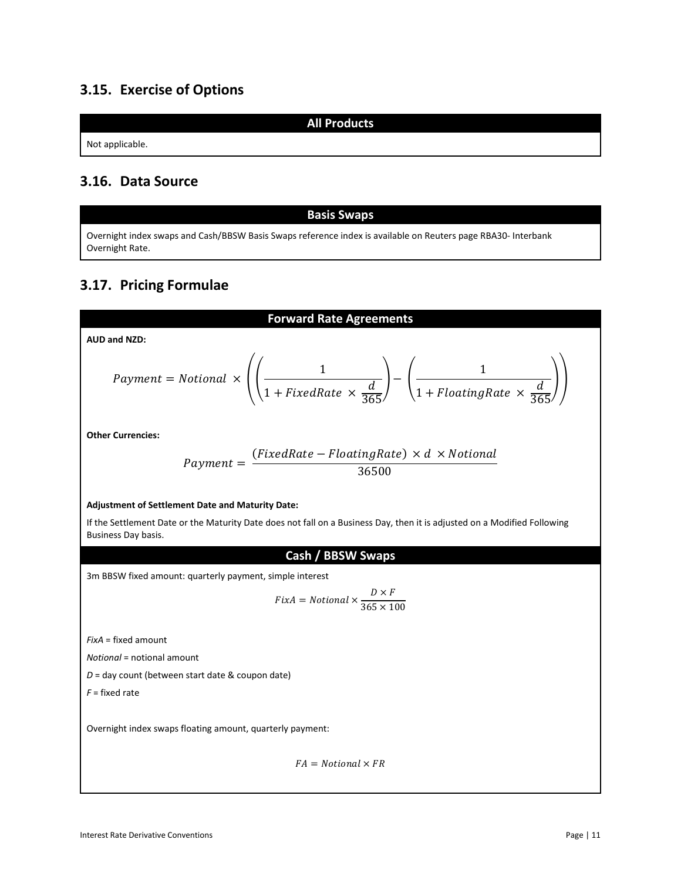## 3.15. Exercise of Options

| All Products |
| --- |
| Not applicable. |

## 3.16. Data Source

| Basis Swaps |
| --- |
| Overnight index swaps and Cash/BBSW Basis Swaps reference index is available on Reuters page RBA30- Interbank Overnight Rate. |

## 3.17. Pricing Formulae

### Forward Rate Agreements

**AUD and NZD:**

$$Payment = Notional \times \left( \left( \frac{1}{1 + FixedRate \times \frac{d}{365}} \right) - \left( \frac{1}{1 + FloatingRate \times \frac{d}{365}} \right) \right)$$

**Other Currencies:**

$$Payment = \frac{(FixedRate - FloatingRate) \times d \times Notional}{36500}$$

**Adjustment of Settlement Date and Maturity Date:**

If the Settlement Date or the Maturity Date does not fall on a Business Day, then it is adjusted on a Modified Following Business Day basis.

### Cash / BBSW Swaps

3m BBSW fixed amount: quarterly payment, simple interest

$$FixA = Notional \times \frac{D \times F}{365 \times 100}$$

*FixA* = fixed amount

*Notional* = notional amount

*D* = day count (between start date & coupon date)

*F* = fixed rate

Overnight index swaps floating amount, quarterly payment:

$$FA = Notional \times FR$$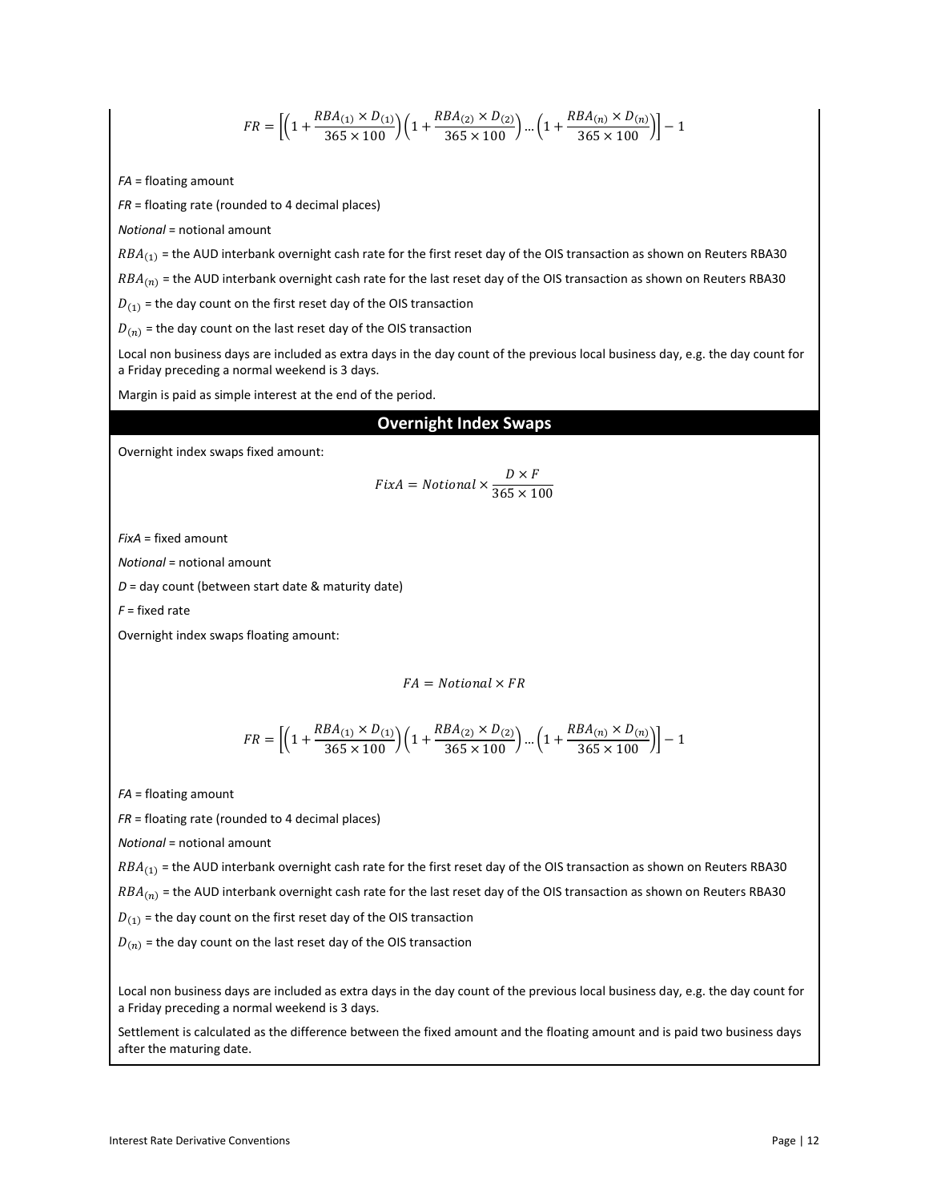$$FR = \left[\left(1 + \frac{RBA_{(1)} \times D_{(1)}}{365 \times 100}\right)\left(1 + \frac{RBA_{(2)} \times D_{(2)}}{365 \times 100}\right) \dots \left(1 + \frac{RBA_{(n)} \times D_{(n)}}{365 \times 100}\right)\right] - 1$$

*FA* = floating amount

*FR* = floating rate (rounded to 4 decimal places)

*Notional* = notional amount

$RBA_{(1)}$ = the AUD interbank overnight cash rate for the first reset day of the OIS transaction as shown on Reuters RBA30

$RBA_{(n)}$ = the AUD interbank overnight cash rate for the last reset day of the OIS transaction as shown on Reuters RBA30

$D_{(1)}$ = the day count on the first reset day of the OIS transaction

$D_{(n)}$ = the day count on the last reset day of the OIS transaction

Local non business days are included as extra days in the day count of the previous local business day, e.g. the day count for a Friday preceding a normal weekend is 3 days.

Margin is paid as simple interest at the end of the period.

## Overnight Index Swaps

Overnight index swaps fixed amount:

$$FixA = Notional \times \frac{D \times F}{365 \times 100}$$

*FixA* = fixed amount

*Notional* = notional amount

*D* = day count (between start date & maturity date)

*F* = fixed rate

Overnight index swaps floating amount:

$$FA = Notional \times FR$$

$$FR = \left[\left(1 + \frac{RBA_{(1)} \times D_{(1)}}{365 \times 100}\right)\left(1 + \frac{RBA_{(2)} \times D_{(2)}}{365 \times 100}\right) \dots \left(1 + \frac{RBA_{(n)} \times D_{(n)}}{365 \times 100}\right)\right] - 1$$

*FA* = floating amount

*FR* = floating rate (rounded to 4 decimal places)

*Notional* = notional amount

$RBA_{(1)}$ = the AUD interbank overnight cash rate for the first reset day of the OIS transaction as shown on Reuters RBA30

$RBA_{(n)}$ = the AUD interbank overnight cash rate for the last reset day of the OIS transaction as shown on Reuters RBA30

$D_{(1)}$ = the day count on the first reset day of the OIS transaction

$D_{(n)}$ = the day count on the last reset day of the OIS transaction

Local non business days are included as extra days in the day count of the previous local business day, e.g. the day count for a Friday preceding a normal weekend is 3 days.

Settlement is calculated as the difference between the fixed amount and the floating amount and is paid two business days after the maturing date.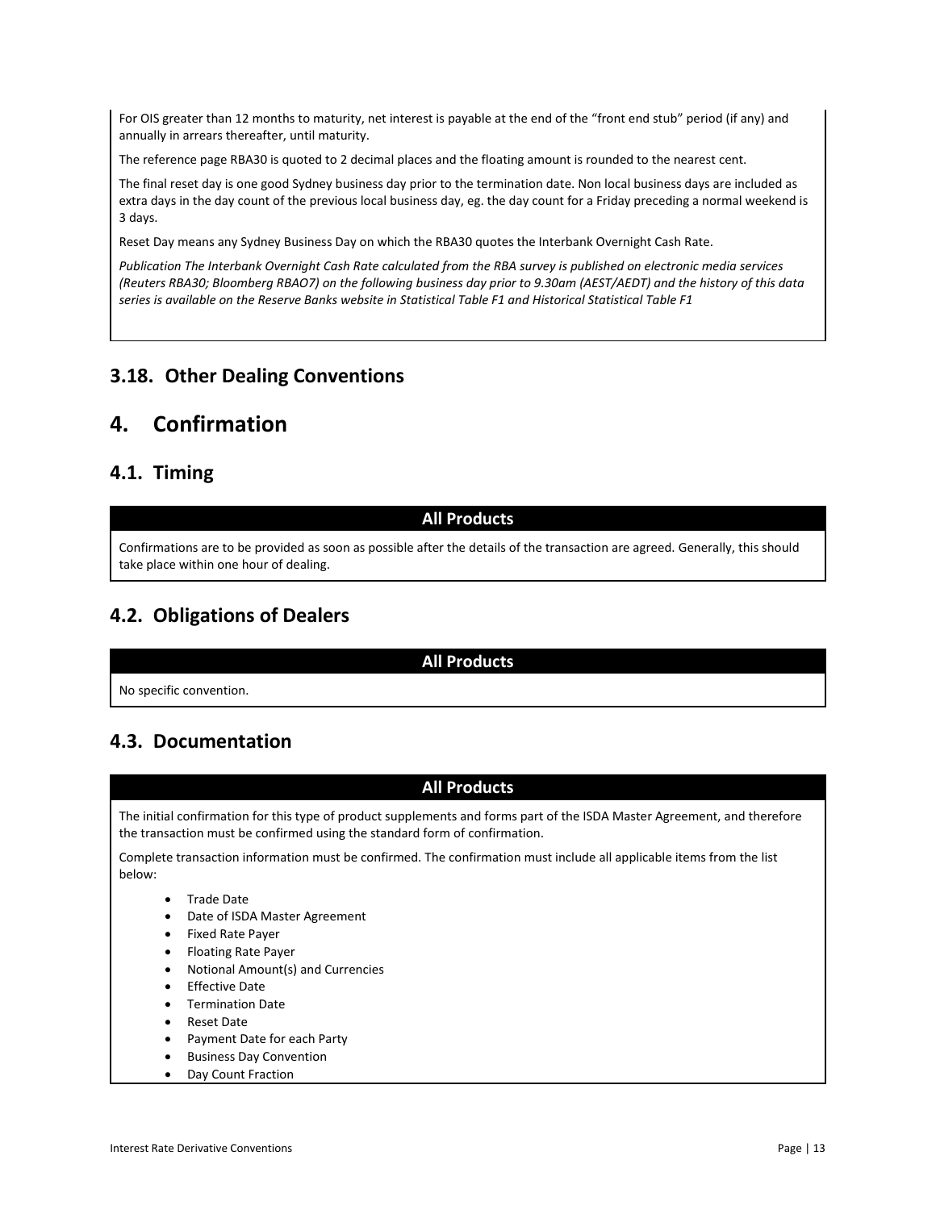For OIS greater than 12 months to maturity, net interest is payable at the end of the "front end stub" period (if any) and annually in arrears thereafter, until maturity.

The reference page RBA30 is quoted to 2 decimal places and the floating amount is rounded to the nearest cent.

The final reset day is one good Sydney business day prior to the termination date. Non local business days are included as extra days in the day count of the previous local business day, eg. the day count for a Friday preceding a normal weekend is 3 days.

Reset Day means any Sydney Business Day on which the RBA30 quotes the Interbank Overnight Cash Rate.

*Publication The Interbank Overnight Cash Rate calculated from the RBA survey is published on electronic media services (Reuters RBA30; Bloomberg RBAO7) on the following business day prior to 9.30am (AEST/AEDT) and the history of this data series is available on the Reserve Banks website in Statistical Table F1 and Historical Statistical Table F1*

## 3.18. Other Dealing Conventions

# 4. Confirmation

## 4.1. Timing

**All Products**

Confirmations are to be provided as soon as possible after the details of the transaction are agreed. Generally, this should take place within one hour of dealing.

## 4.2. Obligations of Dealers

**All Products**

No specific convention.

## 4.3. Documentation

**All Products**

The initial confirmation for this type of product supplements and forms part of the ISDA Master Agreement, and therefore the transaction must be confirmed using the standard form of confirmation.

Complete transaction information must be confirmed. The confirmation must include all applicable items from the list below:

- Trade Date
- Date of ISDA Master Agreement
- Fixed Rate Payer
- Floating Rate Payer
- Notional Amount(s) and Currencies
- Effective Date
- Termination Date
- Reset Date
- Payment Date for each Party
- Business Day Convention
- Day Count Fraction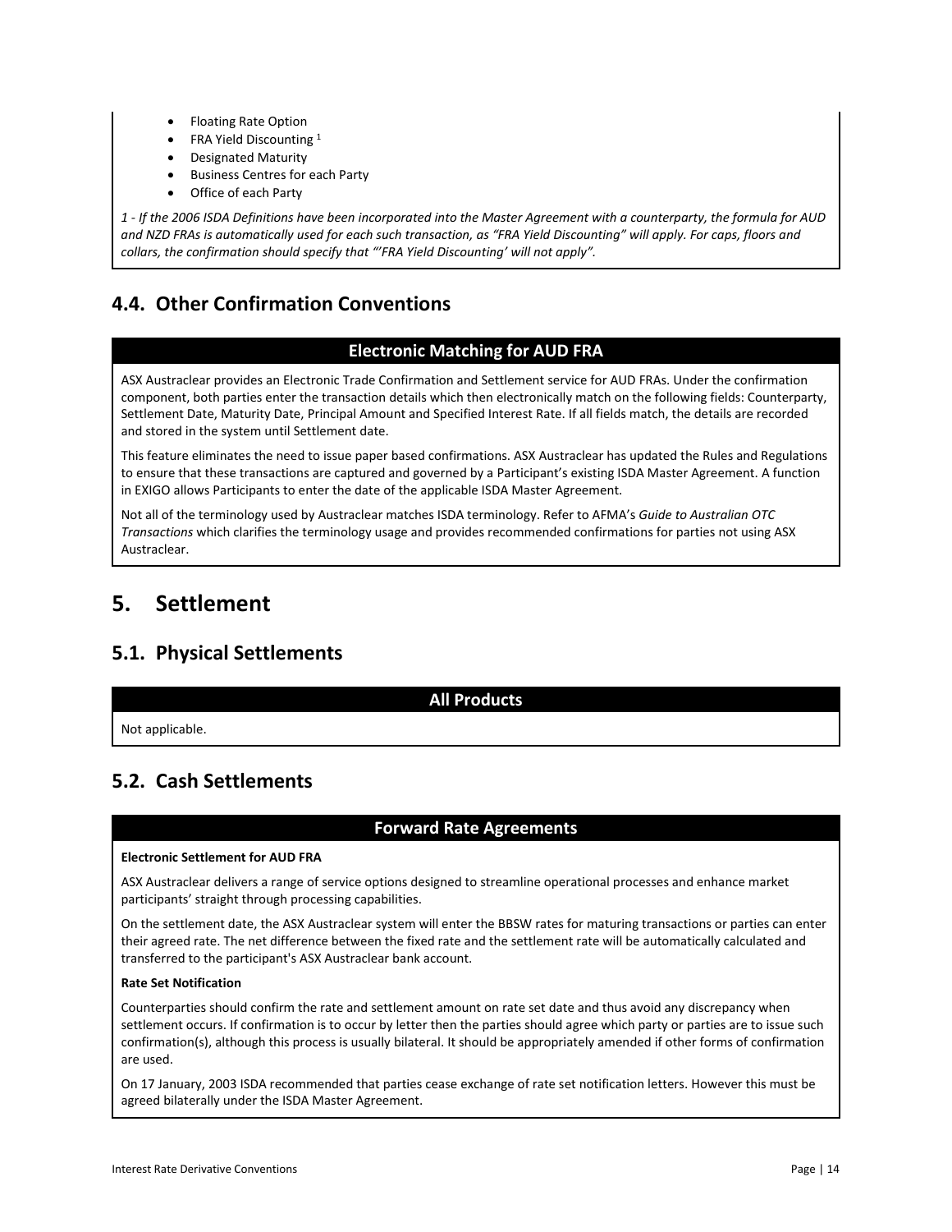- Floating Rate Option
- FRA Yield Discounting [1]
- Designated Maturity
- Business Centres for each Party
- Office of each Party

*1 - If the 2006 ISDA Definitions have been incorporated into the Master Agreement with a counterparty, the formula for AUD and NZD FRAs is automatically used for each such transaction, as "FRA Yield Discounting" will apply. For caps, floors and collars, the confirmation should specify that "'FRA Yield Discounting' will not apply".*

## 4.4. Other Confirmation Conventions

### Electronic Matching for AUD FRA

ASX Austraclear provides an Electronic Trade Confirmation and Settlement service for AUD FRAs. Under the confirmation component, both parties enter the transaction details which then electronically match on the following fields: Counterparty, Settlement Date, Maturity Date, Principal Amount and Specified Interest Rate. If all fields match, the details are recorded and stored in the system until Settlement date.

This feature eliminates the need to issue paper based confirmations. ASX Austraclear has updated the Rules and Regulations to ensure that these transactions are captured and governed by a Participant's existing ISDA Master Agreement. A function in EXIGO allows Participants to enter the date of the applicable ISDA Master Agreement.

Not all of the terminology used by Austraclear matches ISDA terminology. Refer to AFMA's *Guide to Australian OTC Transactions* which clarifies the terminology usage and provides recommended confirmations for parties not using ASX Austraclear.

# 5. Settlement

## 5.1. Physical Settlements

### All Products

Not applicable.

## 5.2. Cash Settlements

### Forward Rate Agreements

**Electronic Settlement for AUD FRA**

ASX Austraclear delivers a range of service options designed to streamline operational processes and enhance market participants' straight through processing capabilities.

On the settlement date, the ASX Austraclear system will enter the BBSW rates for maturing transactions or parties can enter their agreed rate. The net difference between the fixed rate and the settlement rate will be automatically calculated and transferred to the participant's ASX Austraclear bank account.

**Rate Set Notification**

Counterparties should confirm the rate and settlement amount on rate set date and thus avoid any discrepancy when settlement occurs. If confirmation is to occur by letter then the parties should agree which party or parties are to issue such confirmation(s), although this process is usually bilateral. It should be appropriately amended if other forms of confirmation are used.

On 17 January, 2003 ISDA recommended that parties cease exchange of rate set notification letters. However this must be agreed bilaterally under the ISDA Master Agreement.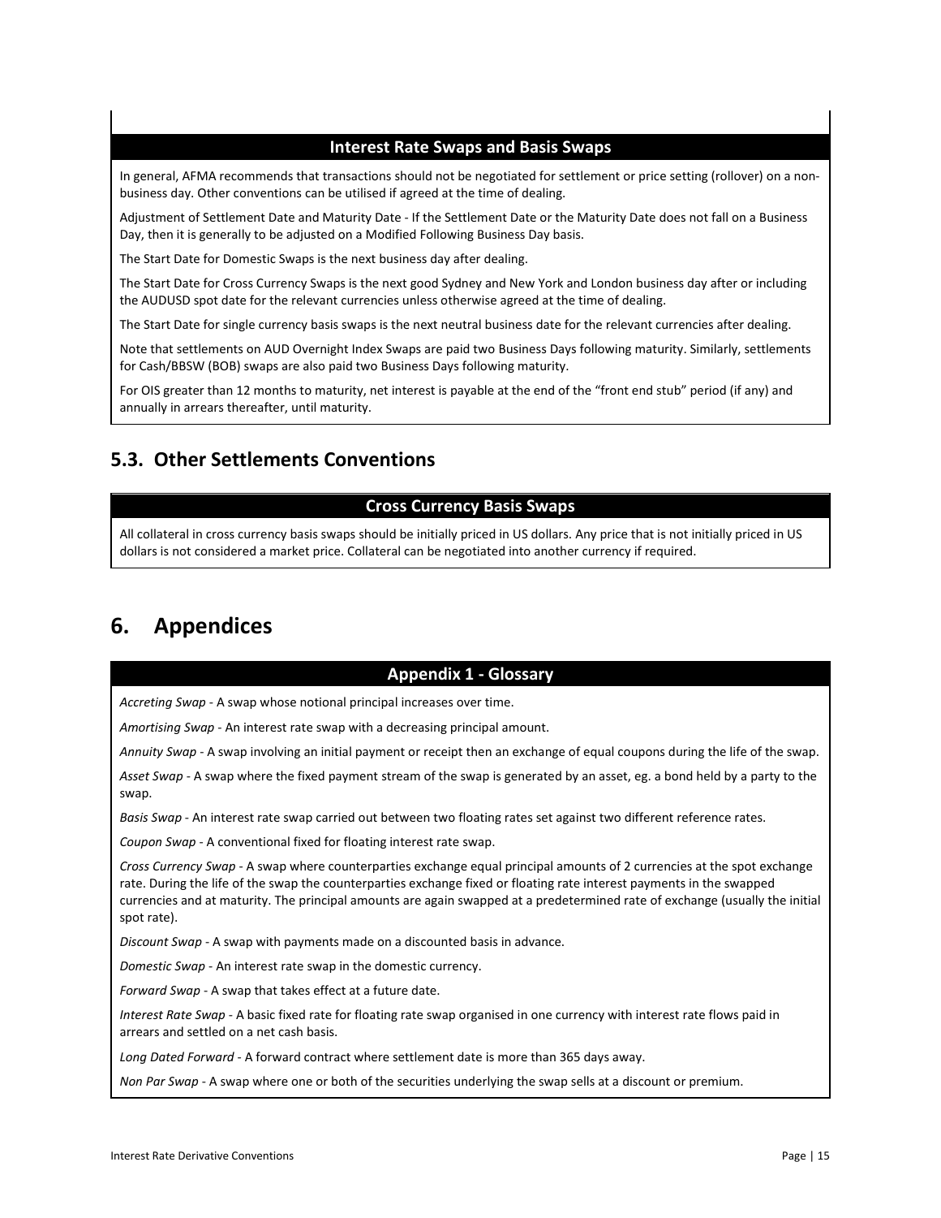### Interest Rate Swaps and Basis Swaps

In general, AFMA recommends that transactions should not be negotiated for settlement or price setting (rollover) on a non-business day. Other conventions can be utilised if agreed at the time of dealing.

Adjustment of Settlement Date and Maturity Date - If the Settlement Date or the Maturity Date does not fall on a Business Day, then it is generally to be adjusted on a Modified Following Business Day basis.

The Start Date for Domestic Swaps is the next business day after dealing.

The Start Date for Cross Currency Swaps is the next good Sydney and New York and London business day after or including the AUDUSD spot date for the relevant currencies unless otherwise agreed at the time of dealing.

The Start Date for single currency basis swaps is the next neutral business date for the relevant currencies after dealing.

Note that settlements on AUD Overnight Index Swaps are paid two Business Days following maturity. Similarly, settlements for Cash/BBSW (BOB) swaps are also paid two Business Days following maturity.

For OIS greater than 12 months to maturity, net interest is payable at the end of the "front end stub" period (if any) and annually in arrears thereafter, until maturity.

## 5.3. Other Settlements Conventions

### Cross Currency Basis Swaps

All collateral in cross currency basis swaps should be initially priced in US dollars. Any price that is not initially priced in US dollars is not considered a market price. Collateral can be negotiated into another currency if required.

# 6. Appendices

### Appendix 1 - Glossary

*Accreting Swap* - A swap whose notional principal increases over time.

*Amortising Swap* - An interest rate swap with a decreasing principal amount.

*Annuity Swap* - A swap involving an initial payment or receipt then an exchange of equal coupons during the life of the swap.

*Asset Swap* - A swap where the fixed payment stream of the swap is generated by an asset, eg. a bond held by a party to the swap.

*Basis Swap* - An interest rate swap carried out between two floating rates set against two different reference rates.

*Coupon Swap* - A conventional fixed for floating interest rate swap.

*Cross Currency Swap* - A swap where counterparties exchange equal principal amounts of 2 currencies at the spot exchange rate. During the life of the swap the counterparties exchange fixed or floating rate interest payments in the swapped currencies and at maturity. The principal amounts are again swapped at a predetermined rate of exchange (usually the initial spot rate).

*Discount Swap* - A swap with payments made on a discounted basis in advance.

*Domestic Swap* - An interest rate swap in the domestic currency.

*Forward Swap* - A swap that takes effect at a future date.

*Interest Rate Swap* - A basic fixed rate for floating rate swap organised in one currency with interest rate flows paid in arrears and settled on a net cash basis.

*Long Dated Forward* - A forward contract where settlement date is more than 365 days away.

*Non Par Swap* - A swap where one or both of the securities underlying the swap sells at a discount or premium.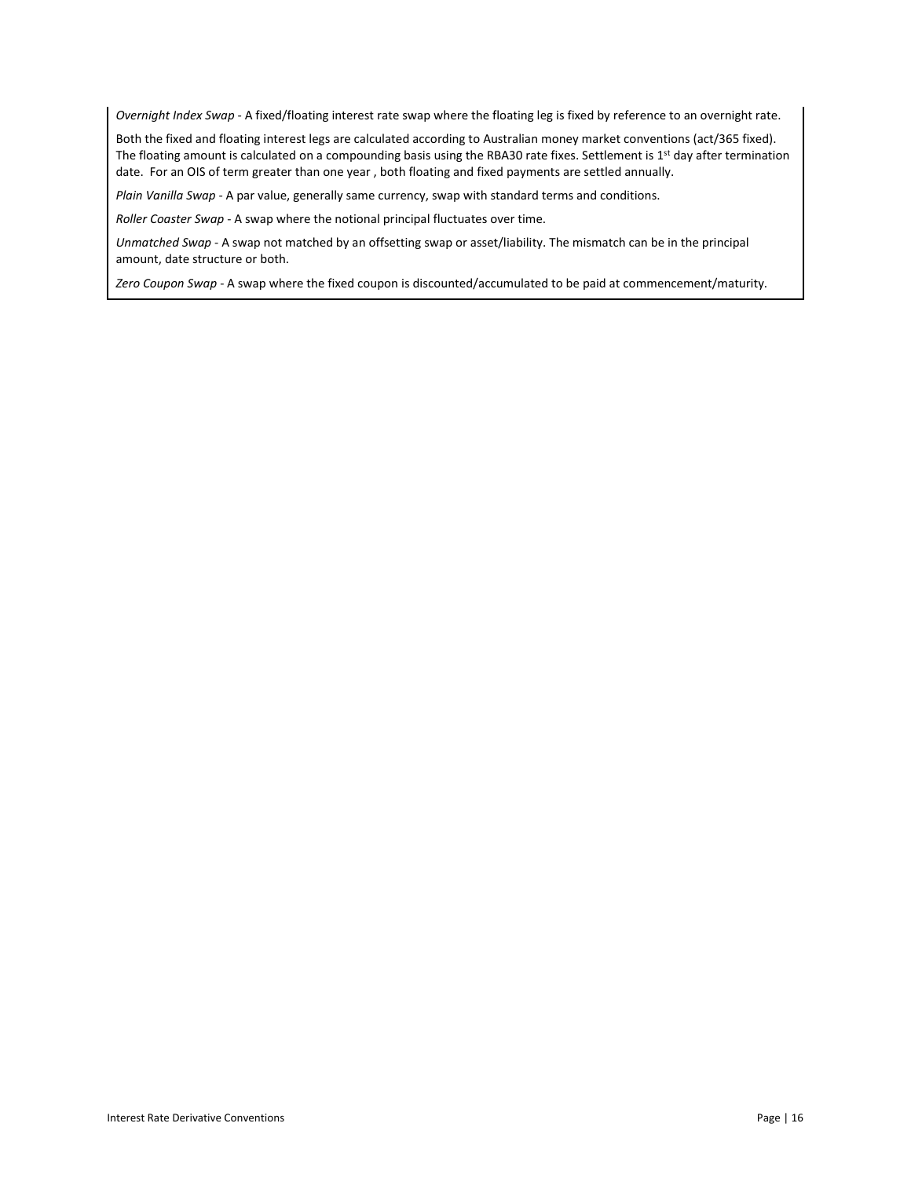*Overnight Index Swap* - A fixed/floating interest rate swap where the floating leg is fixed by reference to an overnight rate.

Both the fixed and floating interest legs are calculated according to Australian money market conventions (act/365 fixed). The floating amount is calculated on a compounding basis using the RBA30 rate fixes. Settlement is 1st day after termination date. For an OIS of term greater than one year , both floating and fixed payments are settled annually.

*Plain Vanilla Swap* - A par value, generally same currency, swap with standard terms and conditions.

*Roller Coaster Swap* - A swap where the notional principal fluctuates over time.

*Unmatched Swap* - A swap not matched by an offsetting swap or asset/liability. The mismatch can be in the principal amount, date structure or both.

*Zero Coupon Swap* - A swap where the fixed coupon is discounted/accumulated to be paid at commencement/maturity.